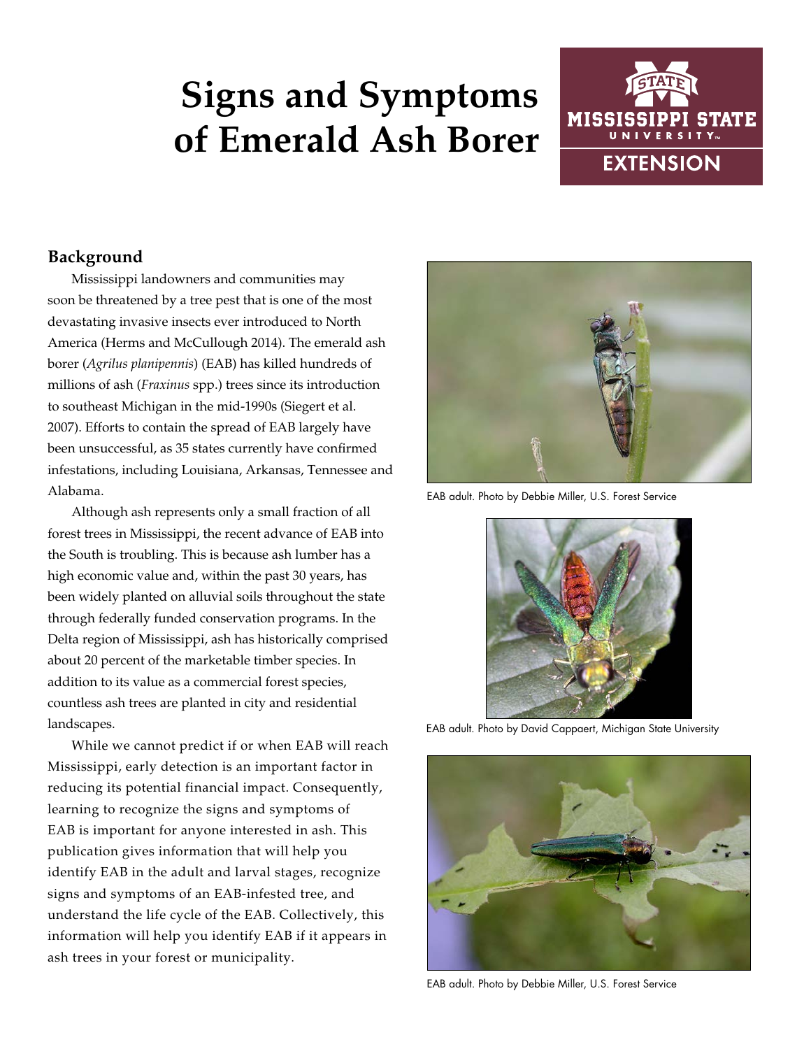# Signs and Symptoms of Emerald Ash Borer

MISSISSIPPI STATE UNIVERSITY EXTENSION

## Background

Mississippi landowners and communities may soon be threatened by a tree pest that is one of the most devastating invasive insects ever introduced to North America (Herms and McCullough 2014). The emerald ash borer (*Agrilus planipennis*) (EAB) has killed hundreds of millions of ash (*Fraxinus* spp.) trees since its introduction to southeast Michigan in the mid-1990s (Siegert et al. 2007). Efforts to contain the spread of EAB largely have been unsuccessful, as 35 states currently have confirmed infestations, including Louisiana, Arkansas, Tennessee and Alabama.

Although ash represents only a small fraction of all forest trees in Mississippi, the recent advance of EAB into the South is troubling. This is because ash lumber has a high economic value and, within the past 30 years, has been widely planted on alluvial soils throughout the state through federally funded conservation programs. In the Delta region of Mississippi, ash has historically comprised about 20 percent of the marketable timber species. In addition to its value as a commercial forest species, countless ash trees are planted in city and residential landscapes.

While we cannot predict if or when EAB will reach Mississippi, early detection is an important factor in reducing its potential financial impact. Consequently, learning to recognize the signs and symptoms of EAB is important for anyone interested in ash. This publication gives information that will help you identify EAB in the adult and larval stages, recognize signs and symptoms of an EAB-infested tree, and understand the life cycle of the EAB. Collectively, this information will help you identify EAB if it appears in ash trees in your forest or municipality.

EAB adult. Photo by Debbie Miller, U.S. Forest Service

EAB adult. Photo by David Cappaert, Michigan State University

EAB adult. Photo by Debbie Miller, U.S. Forest Service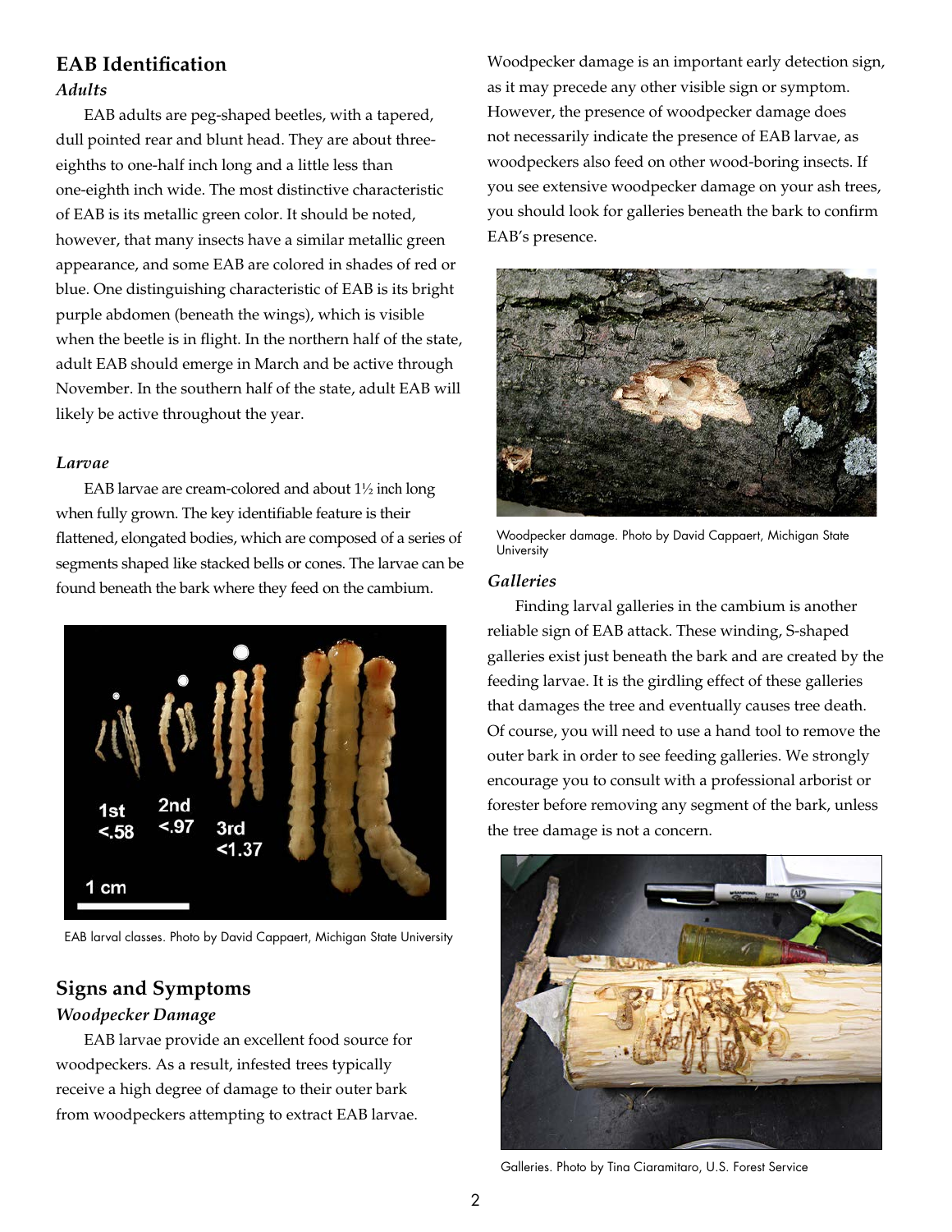## EAB Identification

### *Adults*

EAB adults are peg-shaped beetles, with a tapered, dull pointed rear and blunt head. They are about three-eighths to one-half inch long and a little less than one-eighth inch wide. The most distinctive characteristic of EAB is its metallic green color. It should be noted, however, that many insects have a similar metallic green appearance, and some EAB are colored in shades of red or blue. One distinguishing characteristic of EAB is its bright purple abdomen (beneath the wings), which is visible when the beetle is in flight. In the northern half of the state, adult EAB should emerge in March and be active through November. In the southern half of the state, adult EAB will likely be active throughout the year.

### *Larvae*

EAB larvae are cream-colored and about 1½ inch long when fully grown. The key identifiable feature is their flattened, elongated bodies, which are composed of a series of segments shaped like stacked bells or cones. The larvae can be found beneath the bark where they feed on the cambium.

EAB larval classes. Photo by David Cappaert, Michigan State University

## Signs and Symptoms

### *Woodpecker Damage*

EAB larvae provide an excellent food source for woodpeckers. As a result, infested trees typically receive a high degree of damage to their outer bark from woodpeckers attempting to extract EAB larvae. Woodpecker damage is an important early detection sign, as it may precede any other visible sign or symptom. However, the presence of woodpecker damage does not necessarily indicate the presence of EAB larvae, as woodpeckers also feed on other wood-boring insects. If you see extensive woodpecker damage on your ash trees, you should look for galleries beneath the bark to confirm EAB's presence.

Woodpecker damage. Photo by David Cappaert, Michigan State University

### *Galleries*

Finding larval galleries in the cambium is another reliable sign of EAB attack. These winding, S-shaped galleries exist just beneath the bark and are created by the feeding larvae. It is the girdling effect of these galleries that damages the tree and eventually causes tree death. Of course, you will need to use a hand tool to remove the outer bark in order to see feeding galleries. We strongly encourage you to consult with a professional arborist or forester before removing any segment of the bark, unless the tree damage is not a concern.

Galleries. Photo by Tina Ciaramitaro, U.S. Forest Service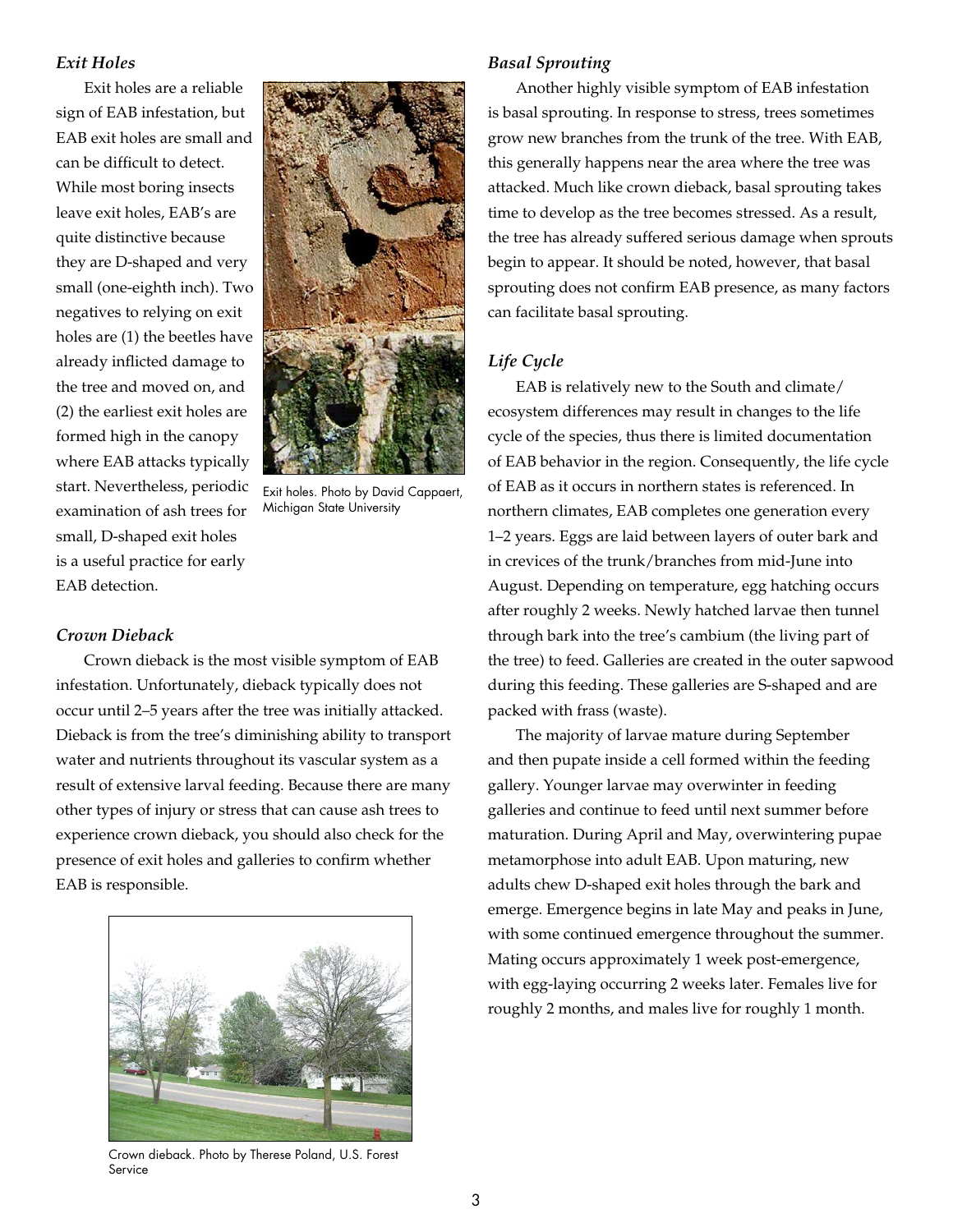### *Exit Holes*

Exit holes are a reliable sign of EAB infestation, but EAB exit holes are small and can be difficult to detect. While most boring insects leave exit holes, EAB's are quite distinctive because they are D-shaped and very small (one-eighth inch). Two negatives to relying on exit holes are (1) the beetles have already inflicted damage to the tree and moved on, and (2) the earliest exit holes are formed high in the canopy where EAB attacks typically start. Nevertheless, periodic examination of ash trees for small, D-shaped exit holes is a useful practice for early EAB detection.

Exit holes. Photo by David Cappaert, Michigan State University

### *Crown Dieback*

Crown dieback is the most visible symptom of EAB infestation. Unfortunately, dieback typically does not occur until 2–5 years after the tree was initially attacked. Dieback is from the tree's diminishing ability to transport water and nutrients throughout its vascular system as a result of extensive larval feeding. Because there are many other types of injury or stress that can cause ash trees to experience crown dieback, you should also check for the presence of exit holes and galleries to confirm whether EAB is responsible.

Crown dieback. Photo by Therese Poland, U.S. Forest Service

### *Basal Sprouting*

Another highly visible symptom of EAB infestation is basal sprouting. In response to stress, trees sometimes grow new branches from the trunk of the tree. With EAB, this generally happens near the area where the tree was attacked. Much like crown dieback, basal sprouting takes time to develop as the tree becomes stressed. As a result, the tree has already suffered serious damage when sprouts begin to appear. It should be noted, however, that basal sprouting does not confirm EAB presence, as many factors can facilitate basal sprouting.

### *Life Cycle*

EAB is relatively new to the South and climate/ecosystem differences may result in changes to the life cycle of the species, thus there is limited documentation of EAB behavior in the region. Consequently, the life cycle of EAB as it occurs in northern states is referenced. In northern climates, EAB completes one generation every 1–2 years. Eggs are laid between layers of outer bark and in crevices of the trunk/branches from mid-June into August. Depending on temperature, egg hatching occurs after roughly 2 weeks. Newly hatched larvae then tunnel through bark into the tree's cambium (the living part of the tree) to feed. Galleries are created in the outer sapwood during this feeding. These galleries are S-shaped and are packed with frass (waste).

The majority of larvae mature during September and then pupate inside a cell formed within the feeding gallery. Younger larvae may overwinter in feeding galleries and continue to feed until next summer before maturation. During April and May, overwintering pupae metamorphose into adult EAB. Upon maturing, new adults chew D-shaped exit holes through the bark and emerge. Emergence begins in late May and peaks in June, with some continued emergence throughout the summer. Mating occurs approximately 1 week post-emergence, with egg-laying occurring 2 weeks later. Females live for roughly 2 months, and males live for roughly 1 month.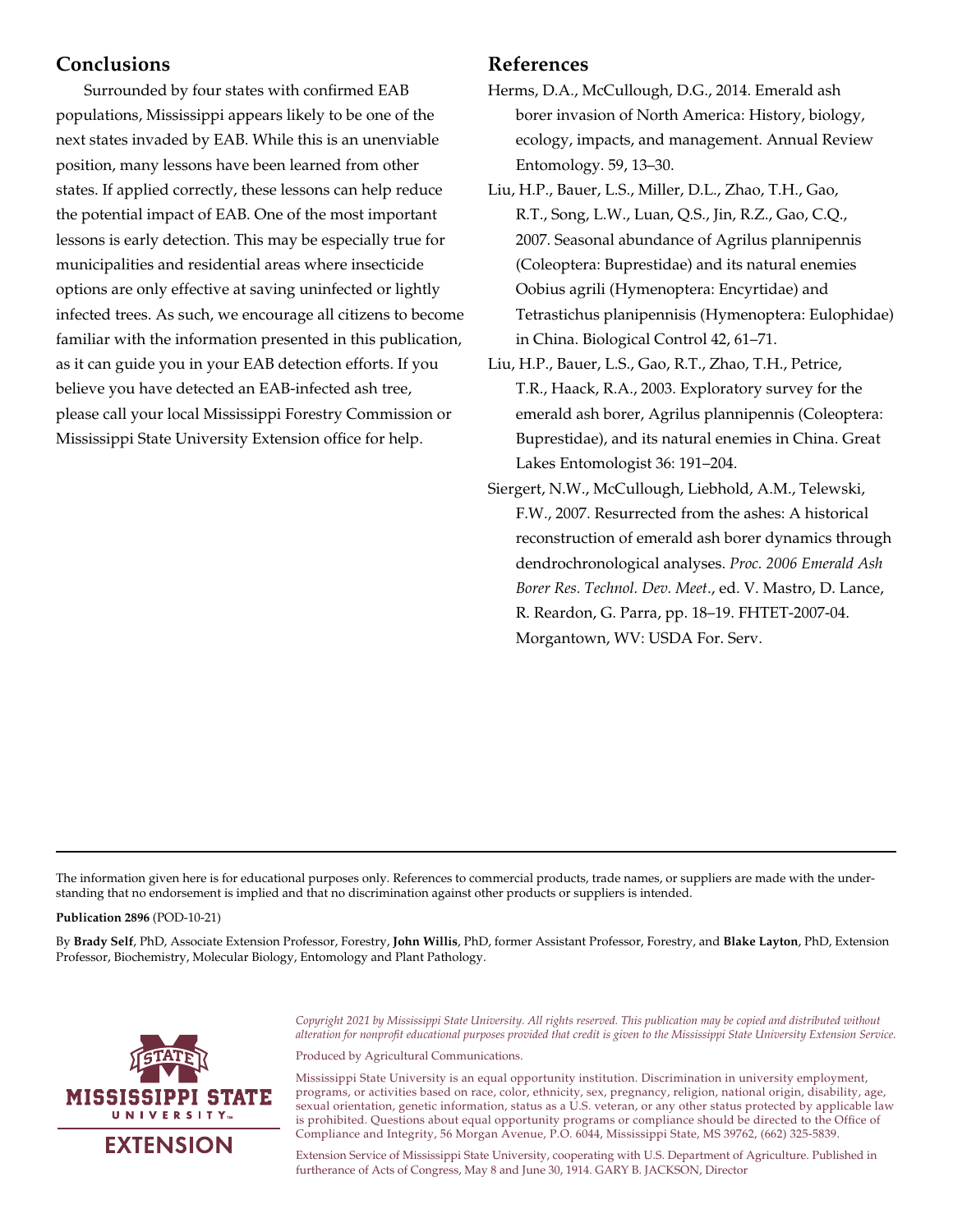## Conclusions

Surrounded by four states with confirmed EAB populations, Mississippi appears likely to be one of the next states invaded by EAB. While this is an unenviable position, many lessons have been learned from other states. If applied correctly, these lessons can help reduce the potential impact of EAB. One of the most important lessons is early detection. This may be especially true for municipalities and residential areas where insecticide options are only effective at saving uninfected or lightly infected trees. As such, we encourage all citizens to become familiar with the information presented in this publication, as it can guide you in your EAB detection efforts. If you believe you have detected an EAB-infected ash tree, please call your local Mississippi Forestry Commission or Mississippi State University Extension office for help.

## References

Herms, D.A., McCullough, D.G., 2014. Emerald ash borer invasion of North America: History, biology, ecology, impacts, and management. Annual Review Entomology. 59, 13–30.

Liu, H.P., Bauer, L.S., Miller, D.L., Zhao, T.H., Gao, R.T., Song, L.W., Luan, Q.S., Jin, R.Z., Gao, C.Q., 2007. Seasonal abundance of Agrilus plannipennis (Coleoptera: Buprestidae) and its natural enemies Oobius agrili (Hymenoptera: Encyrtidae) and Tetrastichus planipennisis (Hymenoptera: Eulophidae) in China. Biological Control 42, 61–71.

Liu, H.P., Bauer, L.S., Gao, R.T., Zhao, T.H., Petrice, T.R., Haack, R.A., 2003. Exploratory survey for the emerald ash borer, Agrilus plannipennis (Coleoptera: Buprestidae), and its natural enemies in China. Great Lakes Entomologist 36: 191–204.

Siergert, N.W., McCullough, Liebhold, A.M., Telewski, F.W., 2007. Resurrected from the ashes: A historical reconstruction of emerald ash borer dynamics through dendrochronological analyses. *Proc. 2006 Emerald Ash Borer Res. Technol. Dev. Meet*., ed. V. Mastro, D. Lance, R. Reardon, G. Parra, pp. 18–19. FHTET-2007-04. Morgantown, WV: USDA For. Serv.

---

The information given here is for educational purposes only. References to commercial products, trade names, or suppliers are made with the understanding that no endorsement is implied and that no discrimination against other products or suppliers is intended.

**Publication 2896** (POD-10-21)

By **Brady Self**, PhD, Associate Extension Professor, Forestry, **John Willis**, PhD, former Assistant Professor, Forestry, and **Blake Layton**, PhD, Extension Professor, Biochemistry, Molecular Biology, Entomology and Plant Pathology.

MISSISSIPPI STATE UNIVERSITY EXTENSION

*Copyright 2021 by Mississippi State University. All rights reserved. This publication may be copied and distributed without alteration for nonprofit educational purposes provided that credit is given to the Mississippi State University Extension Service.*

Produced by Agricultural Communications.

Mississippi State University is an equal opportunity institution. Discrimination in university employment, programs, or activities based on race, color, ethnicity, sex, pregnancy, religion, national origin, disability, age, sexual orientation, genetic information, status as a U.S. veteran, or any other status protected by applicable law is prohibited. Questions about equal opportunity programs or compliance should be directed to the Office of Compliance and Integrity, 56 Morgan Avenue, P.O. 6044, Mississippi State, MS 39762, (662) 325-5839.

Extension Service of Mississippi State University, cooperating with U.S. Department of Agriculture. Published in furtherance of Acts of Congress, May 8 and June 30, 1914. GARY B. JACKSON, Director